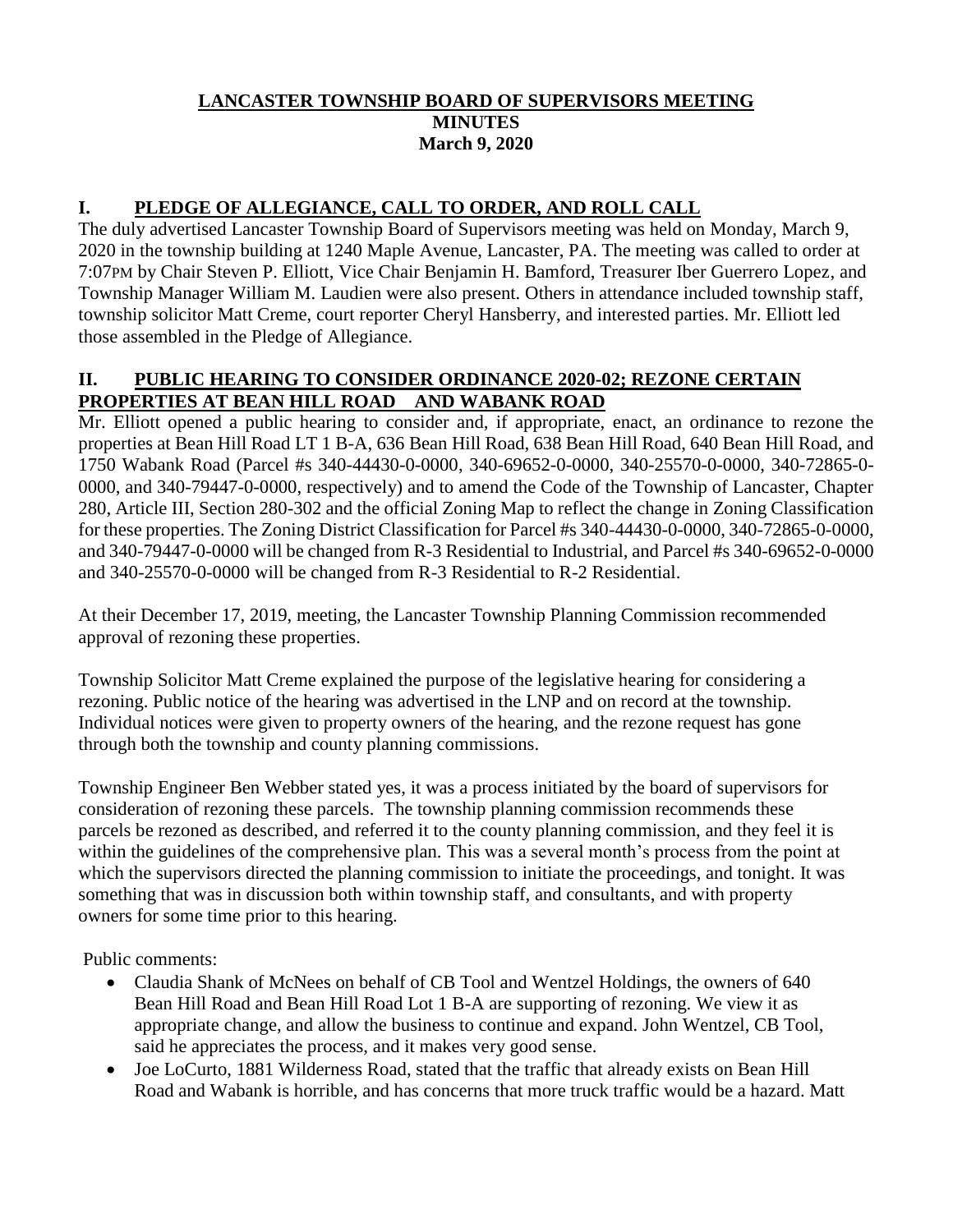# LANCASTER TOWNSHIP BOARD OF SUPERVISORS MEETING
# MINUTES
# March 9, 2020

## I. PLEDGE OF ALLEGIANCE, CALL TO ORDER, AND ROLL CALL

The duly advertised Lancaster Township Board of Supervisors meeting was held on Monday, March 9, 2020 in the township building at 1240 Maple Avenue, Lancaster, PA. The meeting was called to order at 7:07PM by Chair Steven P. Elliott, Vice Chair Benjamin H. Bamford, Treasurer Iber Guerrero Lopez, and Township Manager William M. Laudien were also present. Others in attendance included township staff, township solicitor Matt Creme, court reporter Cheryl Hansberry, and interested parties. Mr. Elliott led those assembled in the Pledge of Allegiance.

## II. PUBLIC HEARING TO CONSIDER ORDINANCE 2020-02; REZONE CERTAIN PROPERTIES AT BEAN HILL ROAD AND WABANK ROAD

Mr. Elliott opened a public hearing to consider and, if appropriate, enact, an ordinance to rezone the properties at Bean Hill Road LT 1 B-A, 636 Bean Hill Road, 638 Bean Hill Road, 640 Bean Hill Road, and 1750 Wabank Road (Parcel #s 340-44430-0-0000, 340-69652-0-0000, 340-25570-0-0000, 340-72865-0-0000, and 340-79447-0-0000, respectively) and to amend the Code of the Township of Lancaster, Chapter 280, Article III, Section 280-302 and the official Zoning Map to reflect the change in Zoning Classification for these properties. The Zoning District Classification for Parcel #s 340-44430-0-0000, 340-72865-0-0000, and 340-79447-0-0000 will be changed from R-3 Residential to Industrial, and Parcel #s 340-69652-0-0000 and 340-25570-0-0000 will be changed from R-3 Residential to R-2 Residential.

At their December 17, 2019, meeting, the Lancaster Township Planning Commission recommended approval of rezoning these properties.

Township Solicitor Matt Creme explained the purpose of the legislative hearing for considering a rezoning. Public notice of the hearing was advertised in the LNP and on record at the township. Individual notices were given to property owners of the hearing, and the rezone request has gone through both the township and county planning commissions.

Township Engineer Ben Webber stated yes, it was a process initiated by the board of supervisors for consideration of rezoning these parcels. The township planning commission recommends these parcels be rezoned as described, and referred it to the county planning commission, and they feel it is within the guidelines of the comprehensive plan. This was a several month's process from the point at which the supervisors directed the planning commission to initiate the proceedings, and tonight. It was something that was in discussion both within township staff, and consultants, and with property owners for some time prior to this hearing.

Public comments:

- Claudia Shank of McNees on behalf of CB Tool and Wentzel Holdings, the owners of 640 Bean Hill Road and Bean Hill Road Lot 1 B-A are supporting of rezoning. We view it as appropriate change, and allow the business to continue and expand. John Wentzel, CB Tool, said he appreciates the process, and it makes very good sense.
- Joe LoCurto, 1881 Wilderness Road, stated that the traffic that already exists on Bean Hill Road and Wabank is horrible, and has concerns that more truck traffic would be a hazard. Matt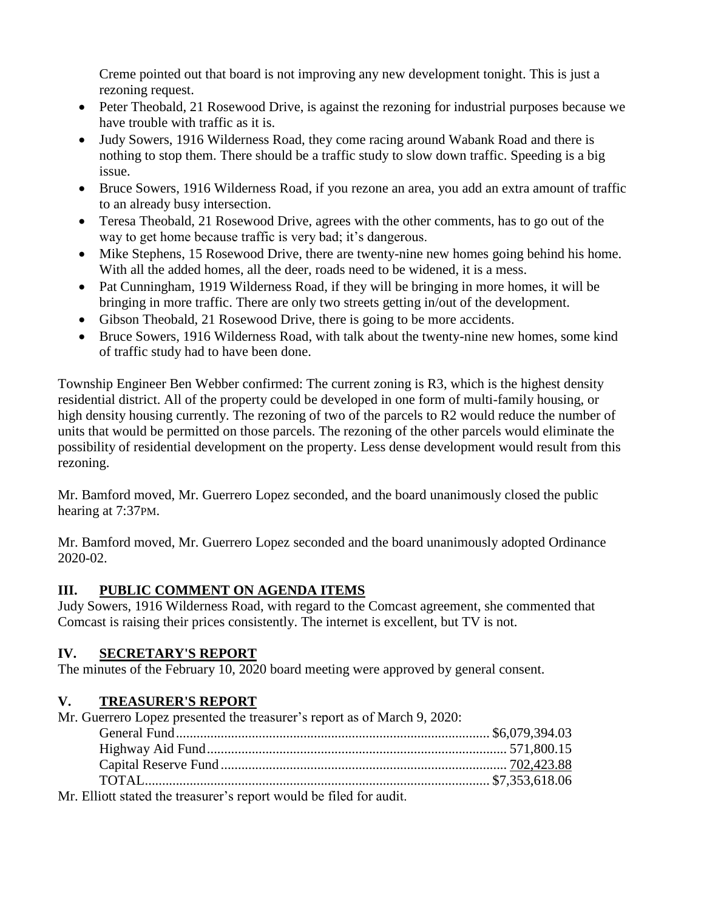Creme pointed out that board is not improving any new development tonight. This is just a rezoning request.

- Peter Theobald, 21 Rosewood Drive, is against the rezoning for industrial purposes because we have trouble with traffic as it is.
- Judy Sowers, 1916 Wilderness Road, they come racing around Wabank Road and there is nothing to stop them. There should be a traffic study to slow down traffic. Speeding is a big issue.
- Bruce Sowers, 1916 Wilderness Road, if you rezone an area, you add an extra amount of traffic to an already busy intersection.
- Teresa Theobald, 21 Rosewood Drive, agrees with the other comments, has to go out of the way to get home because traffic is very bad; it's dangerous.
- Mike Stephens, 15 Rosewood Drive, there are twenty-nine new homes going behind his home. With all the added homes, all the deer, roads need to be widened, it is a mess.
- Pat Cunningham, 1919 Wilderness Road, if they will be bringing in more homes, it will be bringing in more traffic. There are only two streets getting in/out of the development.
- Gibson Theobald, 21 Rosewood Drive, there is going to be more accidents.
- Bruce Sowers, 1916 Wilderness Road, with talk about the twenty-nine new homes, some kind of traffic study had to have been done.

Township Engineer Ben Webber confirmed: The current zoning is R3, which is the highest density residential district. All of the property could be developed in one form of multi-family housing, or high density housing currently. The rezoning of two of the parcels to R2 would reduce the number of units that would be permitted on those parcels. The rezoning of the other parcels would eliminate the possibility of residential development on the property. Less dense development would result from this rezoning.

Mr. Bamford moved, Mr. Guerrero Lopez seconded, and the board unanimously closed the public hearing at 7:37PM.

Mr. Bamford moved, Mr. Guerrero Lopez seconded and the board unanimously adopted Ordinance 2020-02.

## III. PUBLIC COMMENT ON AGENDA ITEMS

Judy Sowers, 1916 Wilderness Road, with regard to the Comcast agreement, she commented that Comcast is raising their prices consistently. The internet is excellent, but TV is not.

## IV. SECRETARY'S REPORT

The minutes of the February 10, 2020 board meeting were approved by general consent.

## V. TREASURER'S REPORT

Mr. Guerrero Lopez presented the treasurer's report as of March 9, 2020:

| | |
|---|---|
| General Fund | $6,079,394.03 |
| Highway Aid Fund | 571,800.15 |
| Capital Reserve Fund | 702,423.88 |
| TOTAL | $7,353,618.06 |

Mr. Elliott stated the treasurer's report would be filed for audit.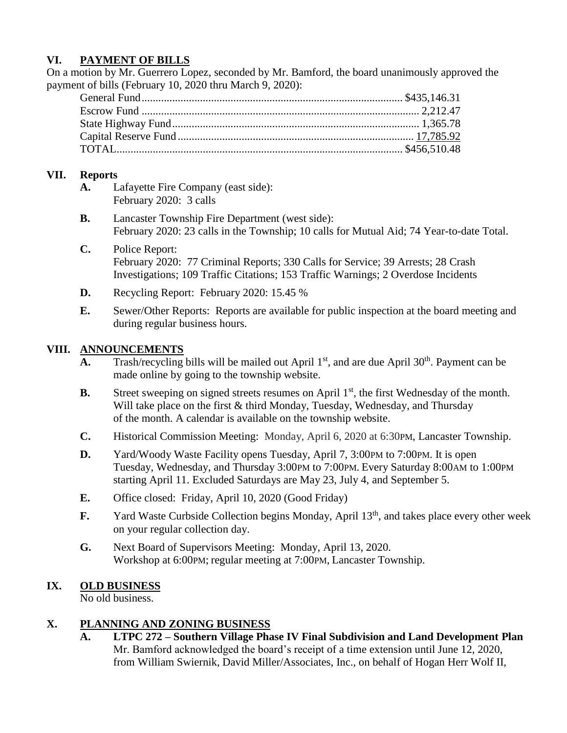## VI. PAYMENT OF BILLS

On a motion by Mr. Guerrero Lopez, seconded by Mr. Bamford, the board unanimously approved the payment of bills (February 10, 2020 thru March 9, 2020):

| | |
|---|---|
| General Fund | $435,146.31 |
| Escrow Fund | 2,212.47 |
| State Highway Fund | 1,365.78 |
| Capital Reserve Fund | 17,785.92 |
| TOTAL | $456,510.48 |

## VII. Reports

**A.** Lafayette Fire Company (east side):
February 2020: 3 calls

**B.** Lancaster Township Fire Department (west side):
February 2020: 23 calls in the Township; 10 calls for Mutual Aid; 74 Year-to-date Total.

**C.** Police Report:
February 2020: 77 Criminal Reports; 330 Calls for Service; 39 Arrests; 28 Crash Investigations; 109 Traffic Citations; 153 Traffic Warnings; 2 Overdose Incidents

**D.** Recycling Report: February 2020: 15.45 %

**E.** Sewer/Other Reports: Reports are available for public inspection at the board meeting and during regular business hours.

## VIII. ANNOUNCEMENTS

**A.** Trash/recycling bills will be mailed out April 1st, and are due April 30th. Payment can be made online by going to the township website.

**B.** Street sweeping on signed streets resumes on April 1st, the first Wednesday of the month. Will take place on the first & third Monday, Tuesday, Wednesday, and Thursday of the month. A calendar is available on the township website.

**C.** Historical Commission Meeting: Monday, April 6, 2020 at 6:30PM, Lancaster Township.

**D.** Yard/Woody Waste Facility opens Tuesday, April 7, 3:00PM to 7:00PM. It is open Tuesday, Wednesday, and Thursday 3:00PM to 7:00PM. Every Saturday 8:00AM to 1:00PM starting April 11. Excluded Saturdays are May 23, July 4, and September 5.

**E.** Office closed: Friday, April 10, 2020 (Good Friday)

**F.** Yard Waste Curbside Collection begins Monday, April 13th, and takes place every other week on your regular collection day.

**G.** Next Board of Supervisors Meeting: Monday, April 13, 2020.
Workshop at 6:00PM; regular meeting at 7:00PM, Lancaster Township.

## IX. OLD BUSINESS

No old business.

## X. PLANNING AND ZONING BUSINESS

**A. LTPC 272 – Southern Village Phase IV Final Subdivision and Land Development Plan**
Mr. Bamford acknowledged the board's receipt of a time extension until June 12, 2020, from William Swiernik, David Miller/Associates, Inc., on behalf of Hogan Herr Wolf II,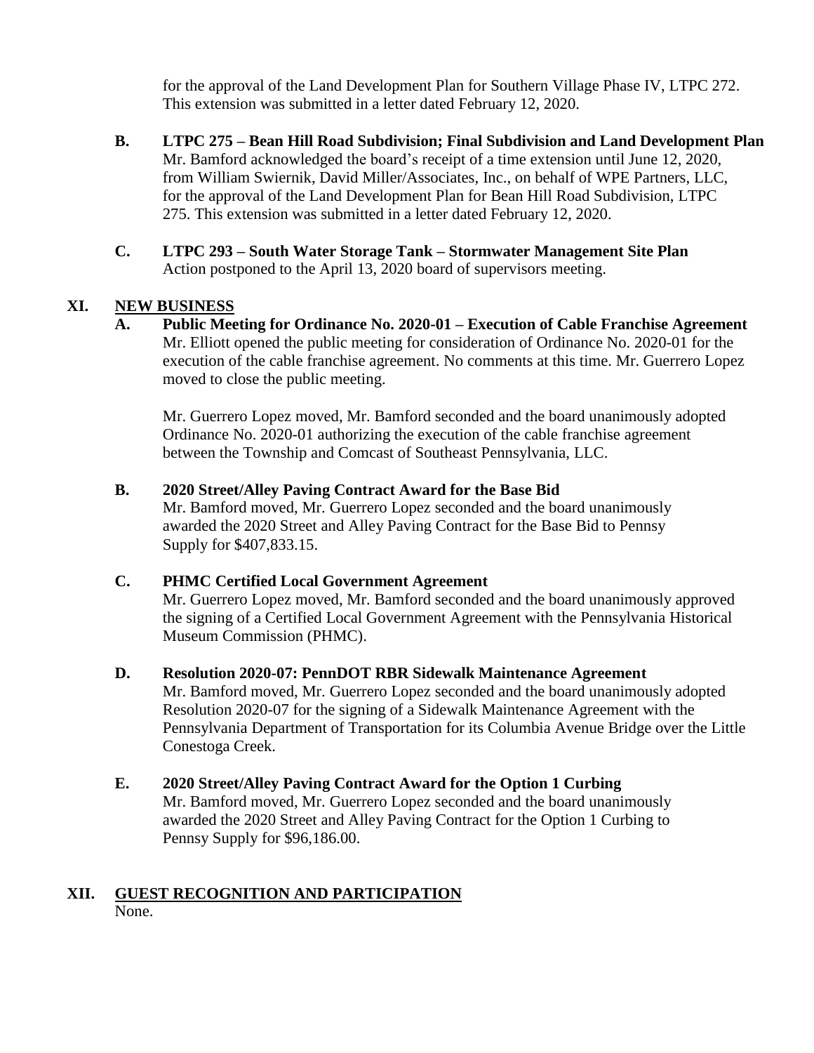for the approval of the Land Development Plan for Southern Village Phase IV, LTPC 272. This extension was submitted in a letter dated February 12, 2020.

**B. LTPC 275 – Bean Hill Road Subdivision; Final Subdivision and Land Development Plan**
Mr. Bamford acknowledged the board's receipt of a time extension until June 12, 2020, from William Swiernik, David Miller/Associates, Inc., on behalf of WPE Partners, LLC, for the approval of the Land Development Plan for Bean Hill Road Subdivision, LTPC 275. This extension was submitted in a letter dated February 12, 2020.

**C. LTPC 293 – South Water Storage Tank – Stormwater Management Site Plan**
Action postponed to the April 13, 2020 board of supervisors meeting.

## XI. NEW BUSINESS

**A. Public Meeting for Ordinance No. 2020-01 – Execution of Cable Franchise Agreement**
Mr. Elliott opened the public meeting for consideration of Ordinance No. 2020-01 for the execution of the cable franchise agreement. No comments at this time. Mr. Guerrero Lopez moved to close the public meeting.

Mr. Guerrero Lopez moved, Mr. Bamford seconded and the board unanimously adopted Ordinance No. 2020-01 authorizing the execution of the cable franchise agreement between the Township and Comcast of Southeast Pennsylvania, LLC.

**B. 2020 Street/Alley Paving Contract Award for the Base Bid**
Mr. Bamford moved, Mr. Guerrero Lopez seconded and the board unanimously awarded the 2020 Street and Alley Paving Contract for the Base Bid to Pennsy Supply for $407,833.15.

**C. PHMC Certified Local Government Agreement**
Mr. Guerrero Lopez moved, Mr. Bamford seconded and the board unanimously approved the signing of a Certified Local Government Agreement with the Pennsylvania Historical Museum Commission (PHMC).

**D. Resolution 2020-07: PennDOT RBR Sidewalk Maintenance Agreement**
Mr. Bamford moved, Mr. Guerrero Lopez seconded and the board unanimously adopted Resolution 2020-07 for the signing of a Sidewalk Maintenance Agreement with the Pennsylvania Department of Transportation for its Columbia Avenue Bridge over the Little Conestoga Creek.

**E. 2020 Street/Alley Paving Contract Award for the Option 1 Curbing**
Mr. Bamford moved, Mr. Guerrero Lopez seconded and the board unanimously awarded the 2020 Street and Alley Paving Contract for the Option 1 Curbing to Pennsy Supply for $96,186.00.

## XII. GUEST RECOGNITION AND PARTICIPATION

None.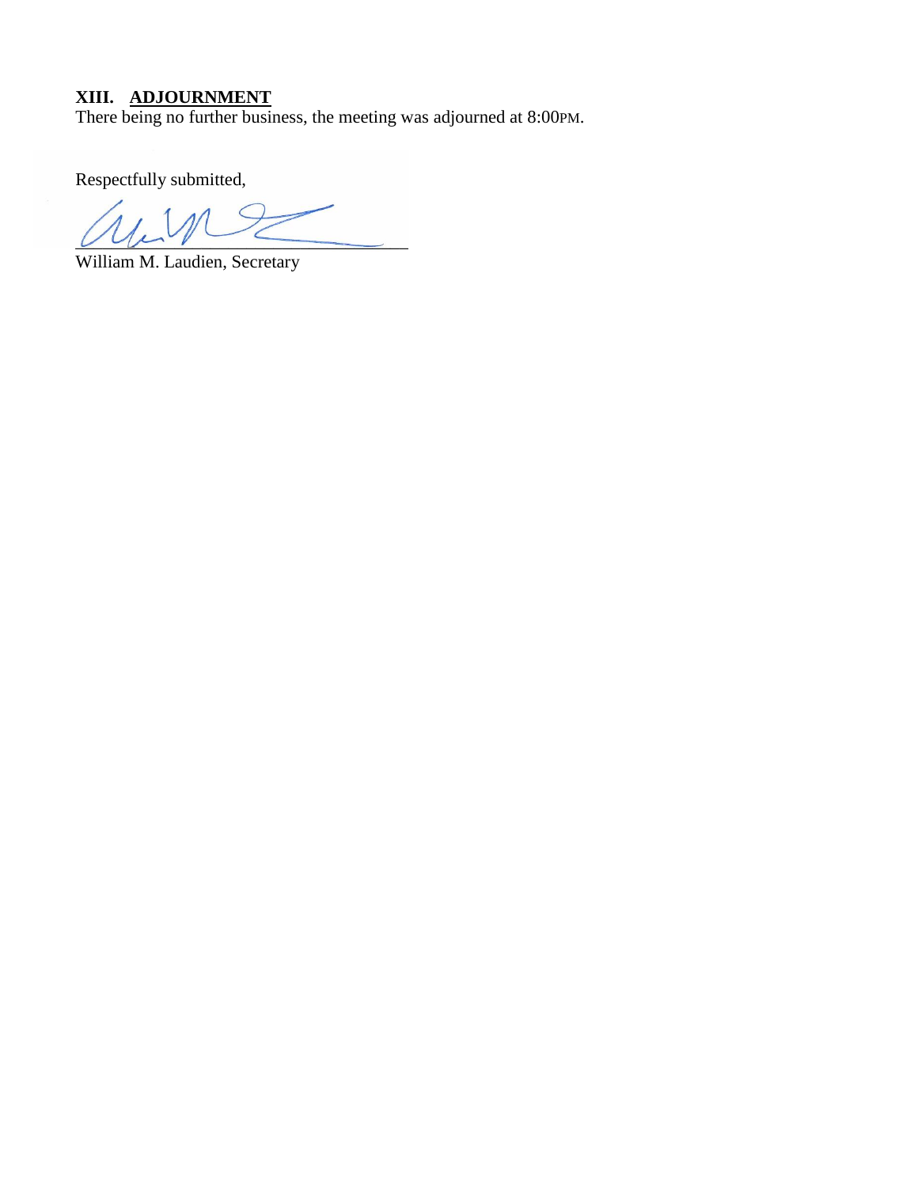### XIII. **ADJOURNMENT**

There being no further business, the meeting was adjourned at 8:00PM.

Respectfully submitted,

William M. Laudien, Secretary